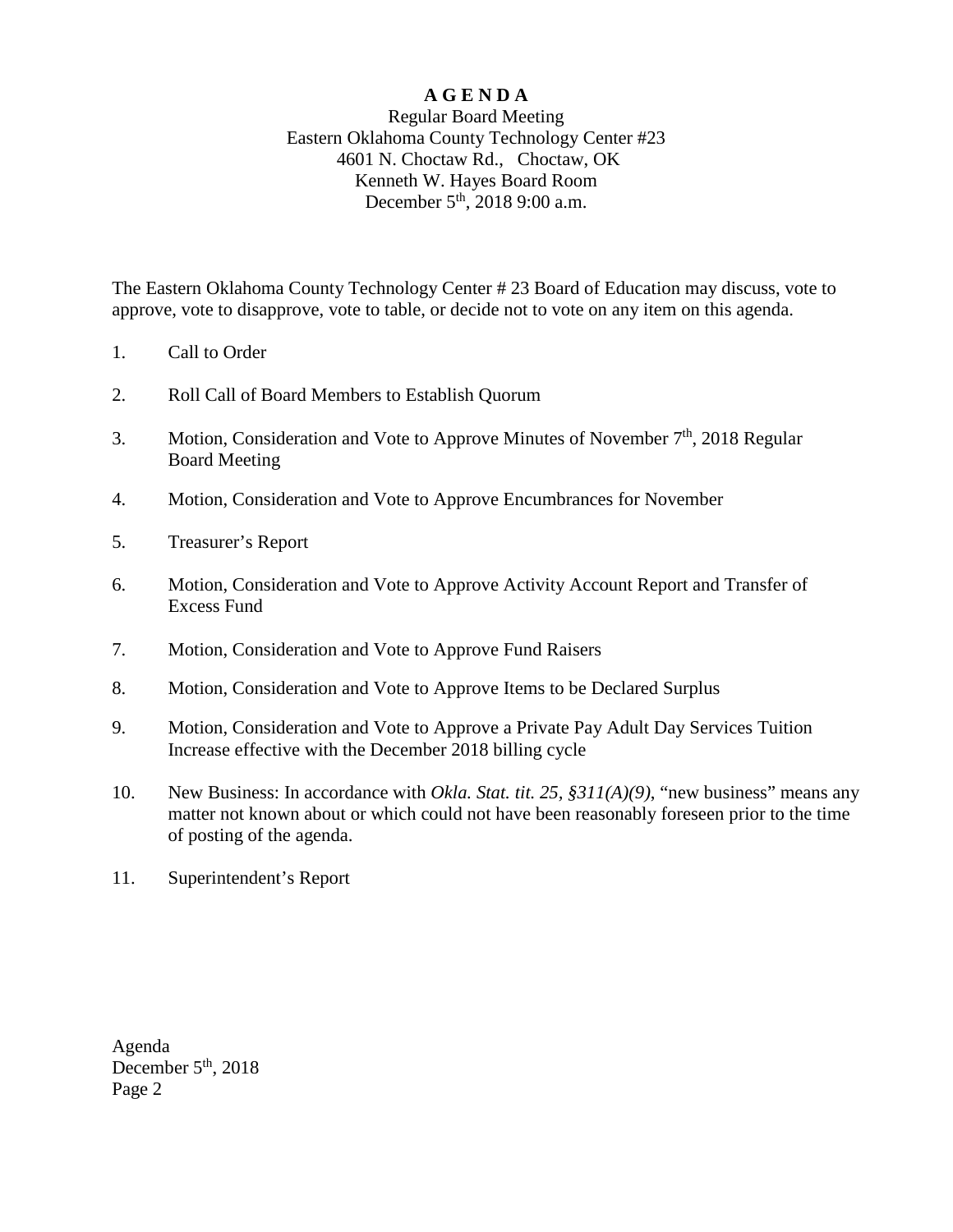# A G E N D A

Regular Board Meeting
Eastern Oklahoma County Technology Center #23
4601 N. Choctaw Rd., Choctaw, OK
Kenneth W. Hayes Board Room
December 5th, 2018 9:00 a.m.

The Eastern Oklahoma County Technology Center # 23 Board of Education may discuss, vote to approve, vote to disapprove, vote to table, or decide not to vote on any item on this agenda.

1. Call to Order

2. Roll Call of Board Members to Establish Quorum

3. Motion, Consideration and Vote to Approve Minutes of November 7th, 2018 Regular Board Meeting

4. Motion, Consideration and Vote to Approve Encumbrances for November

5. Treasurer's Report

6. Motion, Consideration and Vote to Approve Activity Account Report and Transfer of Excess Fund

7. Motion, Consideration and Vote to Approve Fund Raisers

8. Motion, Consideration and Vote to Approve Items to be Declared Surplus

9. Motion, Consideration and Vote to Approve a Private Pay Adult Day Services Tuition Increase effective with the December 2018 billing cycle

10. New Business: In accordance with *Okla. Stat. tit. 25, §311(A)(9)*, "new business" means any matter not known about or which could not have been reasonably foreseen prior to the time of posting of the agenda.

11. Superintendent's Report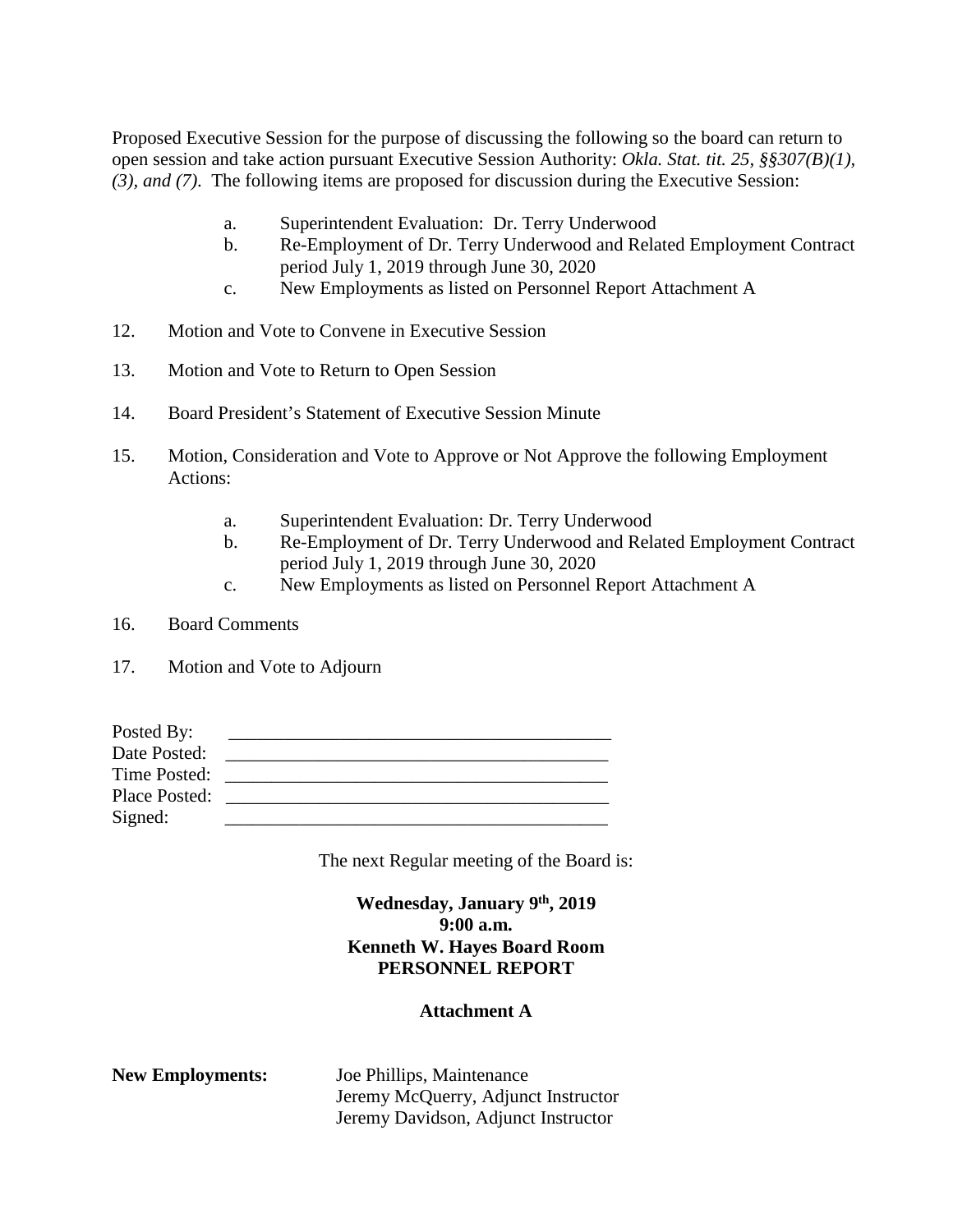Proposed Executive Session for the purpose of discussing the following so the board can return to open session and take action pursuant Executive Session Authority: *Okla. Stat. tit. 25, §§307(B)(1), (3), and (7)*. The following items are proposed for discussion during the Executive Session:

a. Superintendent Evaluation: Dr. Terry Underwood
b. Re-Employment of Dr. Terry Underwood and Related Employment Contract period July 1, 2019 through June 30, 2020
c. New Employments as listed on Personnel Report Attachment A

12. Motion and Vote to Convene in Executive Session

13. Motion and Vote to Return to Open Session

14. Board President's Statement of Executive Session Minute

15. Motion, Consideration and Vote to Approve or Not Approve the following Employment Actions:

    a. Superintendent Evaluation: Dr. Terry Underwood
    b. Re-Employment of Dr. Terry Underwood and Related Employment Contract period July 1, 2019 through June 30, 2020
    c. New Employments as listed on Personnel Report Attachment A

16. Board Comments

17. Motion and Vote to Adjourn

Posted By: ___________________________________________
Date Posted: ___________________________________________
Time Posted: ___________________________________________
Place Posted: ___________________________________________
Signed: ___________________________________________

The next Regular meeting of the Board is:

**Wednesday, January 9th, 2019**
**9:00 a.m.**
**Kenneth W. Hayes Board Room**
**PERSONNEL REPORT**

**Attachment A**

**New Employments:** Joe Phillips, Maintenance
Jeremy McQuerry, Adjunct Instructor
Jeremy Davidson, Adjunct Instructor